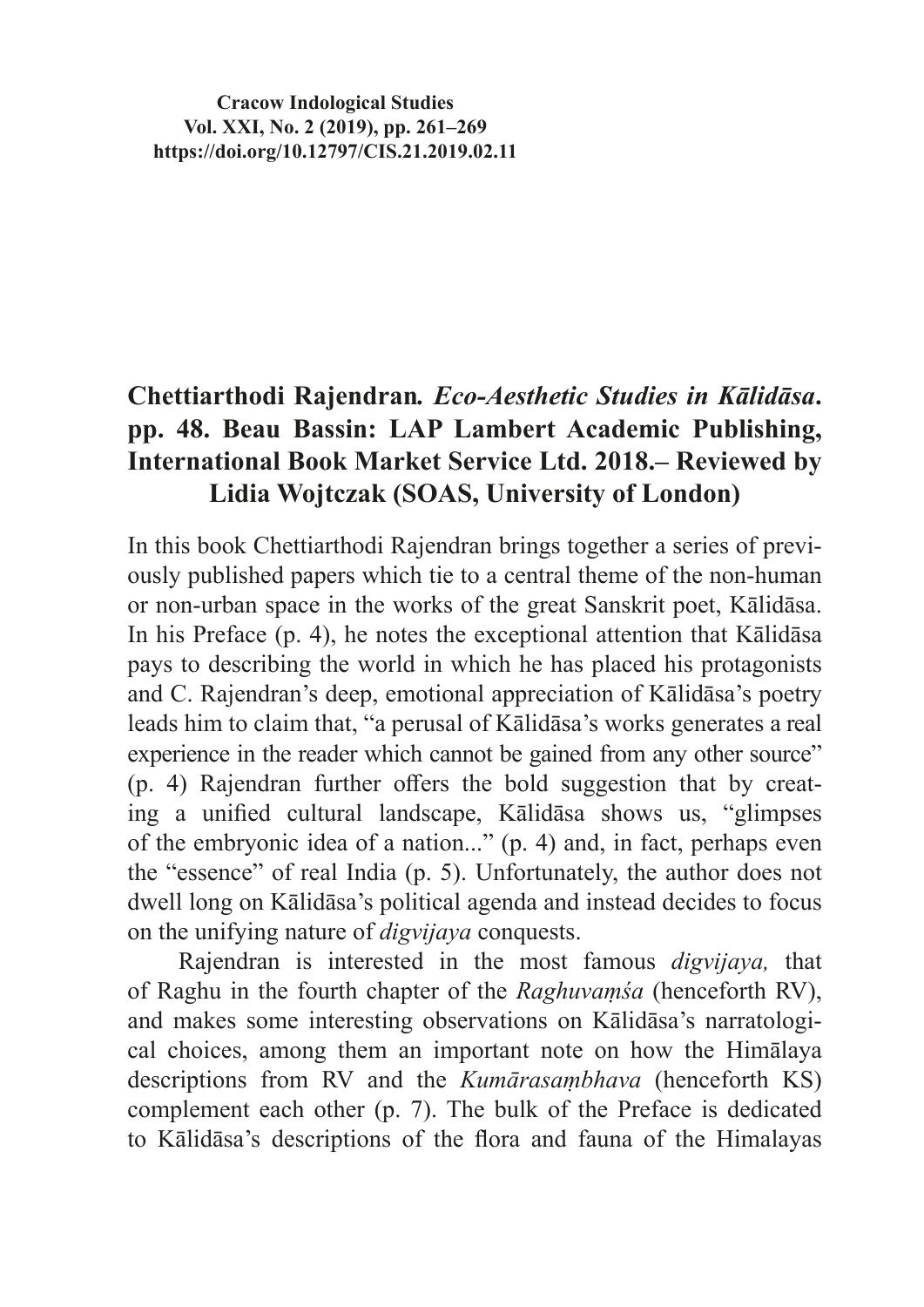## Chettiarthodi Rajendran. *Eco-Aesthetic Studies in Kālidāsa*. pp. 48. Beau Bassin: LAP Lambert Academic Publishing, International Book Market Service Ltd. 2018.– Reviewed by Lidia Wojtczak (SOAS, University of London)

In this book Chettiarthodi Rajendran brings together a series of previously published papers which tie to a central theme of the non-human or non-urban space in the works of the great Sanskrit poet, Kālidāsa. In his Preface (p. 4), he notes the exceptional attention that Kālidāsa pays to describing the world in which he has placed his protagonists and C. Rajendran's deep, emotional appreciation of Kālidāsa's poetry leads him to claim that, "a perusal of Kālidāsa's works generates a real experience in the reader which cannot be gained from any other source" (p. 4) Rajendran further offers the bold suggestion that by creating a unified cultural landscape, Kālidāsa shows us, "glimpses of the embryonic idea of a nation..." (p. 4) and, in fact, perhaps even the "essence" of real India (p. 5). Unfortunately, the author does not dwell long on Kālidāsa's political agenda and instead decides to focus on the unifying nature of *digvijaya* conquests.

Rajendran is interested in the most famous *digvijaya,* that of Raghu in the fourth chapter of the *Raghuvaṃśa* (henceforth RV), and makes some interesting observations on Kālidāsa's narratological choices, among them an important note on how the Himālaya descriptions from RV and the *Kumārasaṃbhava* (henceforth KS) complement each other (p. 7). The bulk of the Preface is dedicated to Kālidāsa's descriptions of the flora and fauna of the Himalayas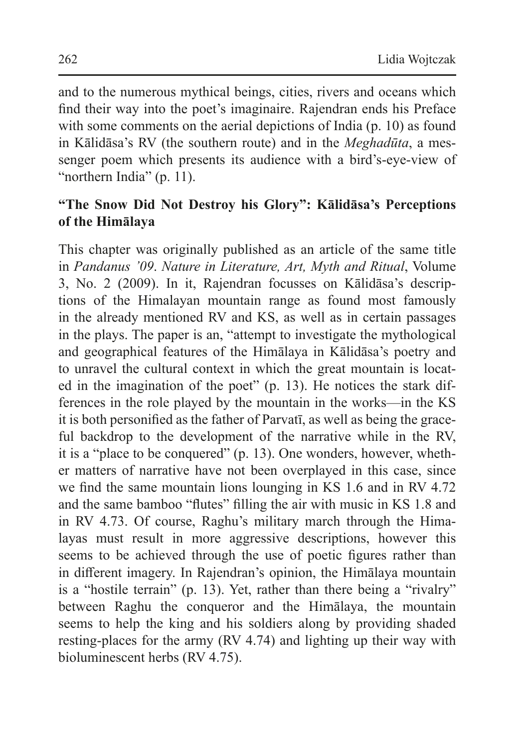and to the numerous mythical beings, cities, rivers and oceans which find their way into the poet's imaginaire. Rajendran ends his Preface with some comments on the aerial depictions of India (p. 10) as found in Kālidāsa's RV (the southern route) and in the *Meghadūta*, a messenger poem which presents its audience with a bird's-eye-view of "northern India" (p. 11).

### "The Snow Did Not Destroy his Glory": Kālidāsa's Perceptions of the Himālaya

This chapter was originally published as an article of the same title in *Pandanus '09*. *Nature in Literature, Art, Myth and Ritual*, Volume 3, No. 2 (2009). In it, Rajendran focusses on Kālidāsa's descriptions of the Himalayan mountain range as found most famously in the already mentioned RV and KS, as well as in certain passages in the plays. The paper is an, "attempt to investigate the mythological and geographical features of the Himālaya in Kālidāsa's poetry and to unravel the cultural context in which the great mountain is located in the imagination of the poet" (p. 13). He notices the stark differences in the role played by the mountain in the works—in the KS it is both personified as the father of Parvatī, as well as being the graceful backdrop to the development of the narrative while in the RV, it is a "place to be conquered" (p. 13). One wonders, however, whether matters of narrative have not been overplayed in this case, since we find the same mountain lions lounging in KS 1.6 and in RV 4.72 and the same bamboo "flutes" filling the air with music in KS 1.8 and in RV 4.73. Of course, Raghu's military march through the Himalayas must result in more aggressive descriptions, however this seems to be achieved through the use of poetic figures rather than in different imagery. In Rajendran's opinion, the Himālaya mountain is a "hostile terrain" (p. 13). Yet, rather than there being a "rivalry" between Raghu the conqueror and the Himālaya, the mountain seems to help the king and his soldiers along by providing shaded resting-places for the army (RV 4.74) and lighting up their way with bioluminescent herbs (RV 4.75).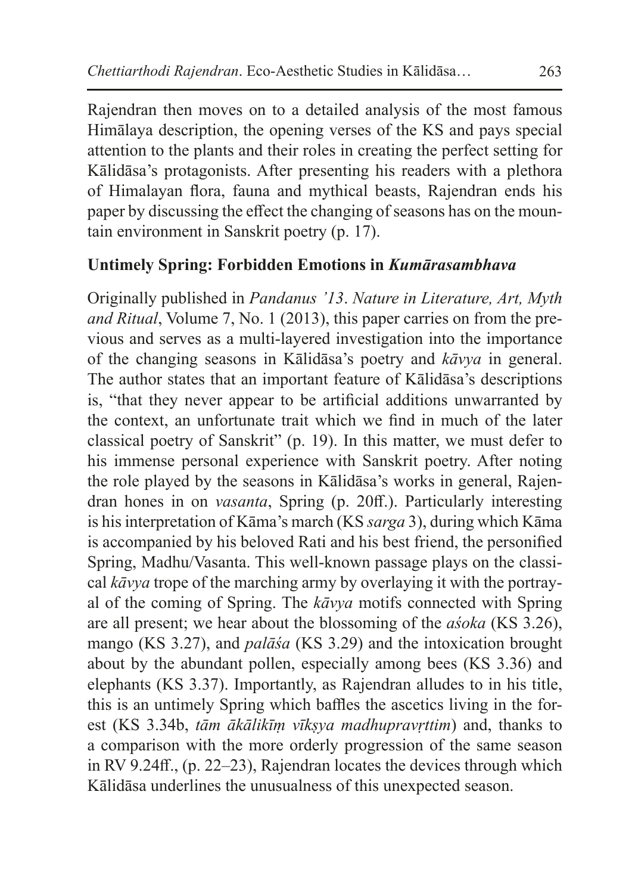Rajendran then moves on to a detailed analysis of the most famous Himālaya description, the opening verses of the KS and pays special attention to the plants and their roles in creating the perfect setting for Kālidāsa's protagonists. After presenting his readers with a plethora of Himalayan flora, fauna and mythical beasts, Rajendran ends his paper by discussing the effect the changing of seasons has on the mountain environment in Sanskrit poetry (p. 17).

**Untimely Spring: Forbidden Emotions in *Kumārasambhava***

Originally published in *Pandanus '13*. *Nature in Literature, Art, Myth and Ritual*, Volume 7, No. 1 (2013), this paper carries on from the previous and serves as a multi-layered investigation into the importance of the changing seasons in Kālidāsa's poetry and *kāvya* in general. The author states that an important feature of Kālidāsa's descriptions is, "that they never appear to be artificial additions unwarranted by the context, an unfortunate trait which we find in much of the later classical poetry of Sanskrit" (p. 19). In this matter, we must defer to his immense personal experience with Sanskrit poetry. After noting the role played by the seasons in Kālidāsa's works in general, Rajendran hones in on *vasanta*, Spring (p. 20ff.). Particularly interesting is his interpretation of Kāma's march (KS *sarga* 3), during which Kāma is accompanied by his beloved Rati and his best friend, the personified Spring, Madhu/Vasanta. This well-known passage plays on the classical *kāvya* trope of the marching army by overlaying it with the portrayal of the coming of Spring. The *kāvya* motifs connected with Spring are all present; we hear about the blossoming of the *aśoka* (KS 3.26), mango (KS 3.27), and *palāśa* (KS 3.29) and the intoxication brought about by the abundant pollen, especially among bees (KS 3.36) and elephants (KS 3.37). Importantly, as Rajendran alludes to in his title, this is an untimely Spring which baffles the ascetics living in the forest (KS 3.34b, *tām ākālikīṃ vīkṣya madhupravṛttim*) and, thanks to a comparison with the more orderly progression of the same season in RV 9.24ff., (p. 22–23), Rajendran locates the devices through which Kālidāsa underlines the unusualness of this unexpected season.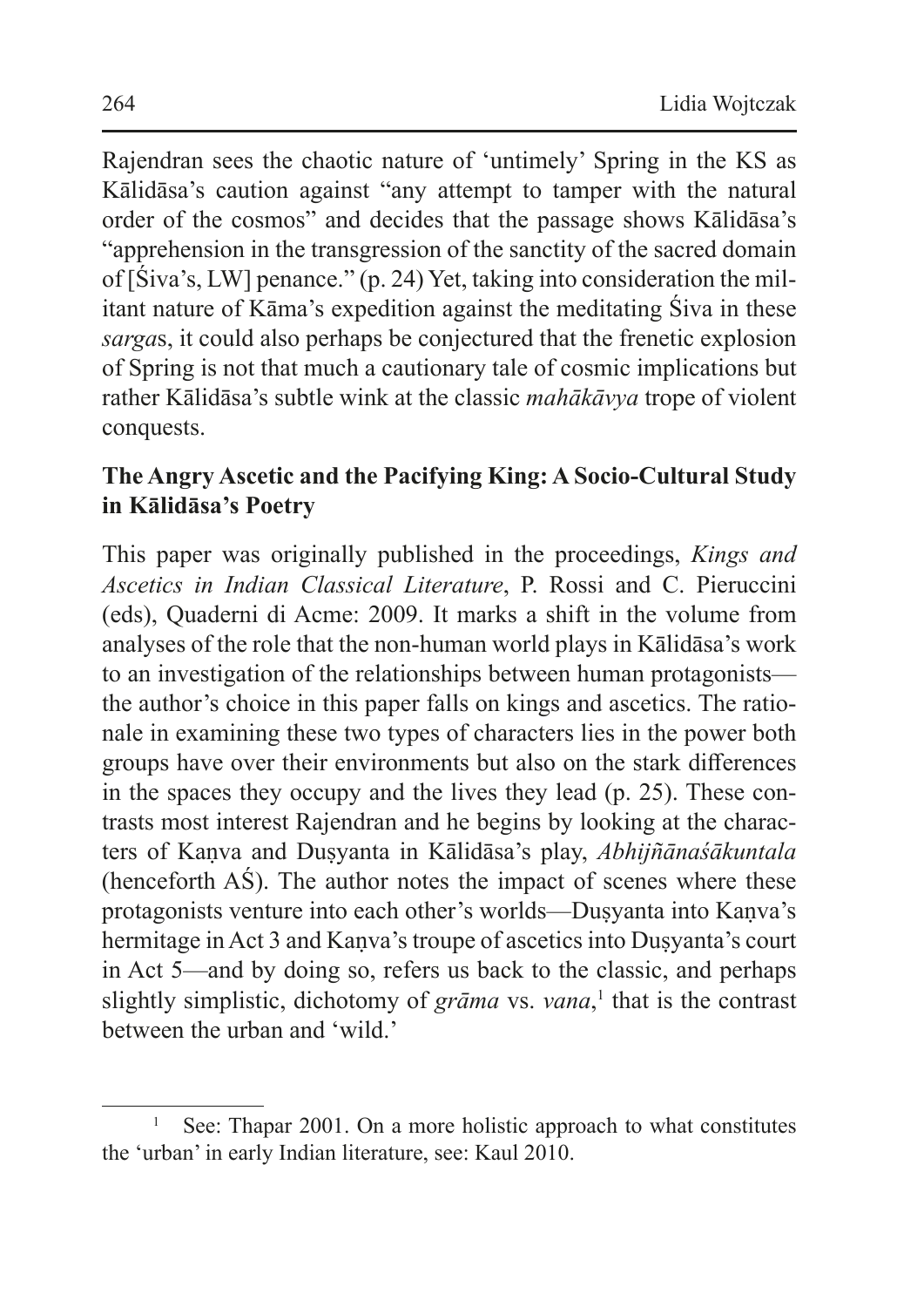Rajendran sees the chaotic nature of 'untimely' Spring in the KS as Kālidāsa's caution against "any attempt to tamper with the natural order of the cosmos" and decides that the passage shows Kālidāsa's "apprehension in the transgression of the sanctity of the sacred domain of [Śiva's, LW] penance." (p. 24) Yet, taking into consideration the militant nature of Kāma's expedition against the meditating Śiva in these *sarga*s, it could also perhaps be conjectured that the frenetic explosion of Spring is not that much a cautionary tale of cosmic implications but rather Kālidāsa's subtle wink at the classic *mahākāvya* trope of violent conquests.

**The Angry Ascetic and the Pacifying King: A Socio-Cultural Study in Kālidāsa's Poetry**

This paper was originally published in the proceedings, *Kings and Ascetics in Indian Classical Literature*, P. Rossi and C. Pieruccini (eds), Quaderni di Acme: 2009. It marks a shift in the volume from analyses of the role that the non-human world plays in Kālidāsa's work to an investigation of the relationships between human protagonists—the author's choice in this paper falls on kings and ascetics. The rationale in examining these two types of characters lies in the power both groups have over their environments but also on the stark differences in the spaces they occupy and the lives they lead (p. 25). These contrasts most interest Rajendran and he begins by looking at the characters of Kaṇva and Duṣyanta in Kālidāsa's play, *Abhijñānaśākuntala* (henceforth AŚ). The author notes the impact of scenes where these protagonists venture into each other's worlds—Duṣyanta into Kaṇva's hermitage in Act 3 and Kaṇva's troupe of ascetics into Duṣyanta's court in Act 5—and by doing so, refers us back to the classic, and perhaps slightly simplistic, dichotomy of *grāma* vs. *vana*,[1] that is the contrast between the urban and 'wild.'

[1] See: Thapar 2001. On a more holistic approach to what constitutes the 'urban' in early Indian literature, see: Kaul 2010.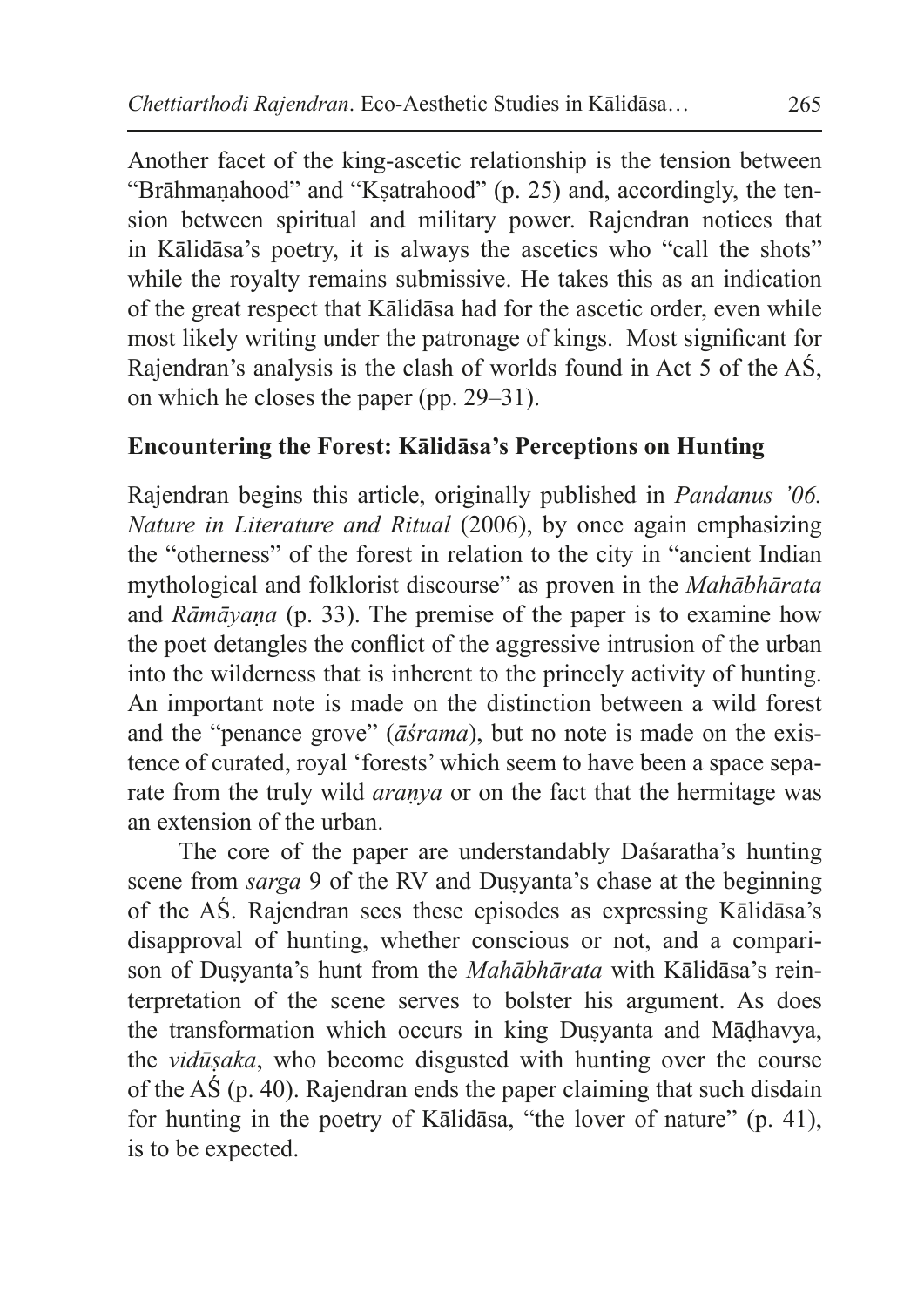Another facet of the king-ascetic relationship is the tension between "Brāhmaṇahood" and "Kṣatrahood" (p. 25) and, accordingly, the tension between spiritual and military power. Rajendran notices that in Kālidāsa's poetry, it is always the ascetics who "call the shots" while the royalty remains submissive. He takes this as an indication of the great respect that Kālidāsa had for the ascetic order, even while most likely writing under the patronage of kings. Most significant for Rajendran's analysis is the clash of worlds found in Act 5 of the AŚ, on which he closes the paper (pp. 29–31).

**Encountering the Forest: Kālidāsa's Perceptions on Hunting**

Rajendran begins this article, originally published in *Pandanus '06. Nature in Literature and Ritual* (2006), by once again emphasizing the "otherness" of the forest in relation to the city in "ancient Indian mythological and folklorist discourse" as proven in the *Mahābhārata* and *Rāmāyaṇa* (p. 33). The premise of the paper is to examine how the poet detangles the conflict of the aggressive intrusion of the urban into the wilderness that is inherent to the princely activity of hunting. An important note is made on the distinction between a wild forest and the "penance grove" (*āśrama*), but no note is made on the existence of curated, royal 'forests' which seem to have been a space separate from the truly wild *araṇya* or on the fact that the hermitage was an extension of the urban.

The core of the paper are understandably Daśaratha's hunting scene from *sarga* 9 of the RV and Duṣyanta's chase at the beginning of the AŚ. Rajendran sees these episodes as expressing Kālidāsa's disapproval of hunting, whether conscious or not, and a comparison of Duṣyanta's hunt from the *Mahābhārata* with Kālidāsa's reinterpretation of the scene serves to bolster his argument. As does the transformation which occurs in king Duṣyanta and Māḍhavya, the *vidūṣaka*, who become disgusted with hunting over the course of the AŚ (p. 40). Rajendran ends the paper claiming that such disdain for hunting in the poetry of Kālidāsa, "the lover of nature" (p. 41), is to be expected.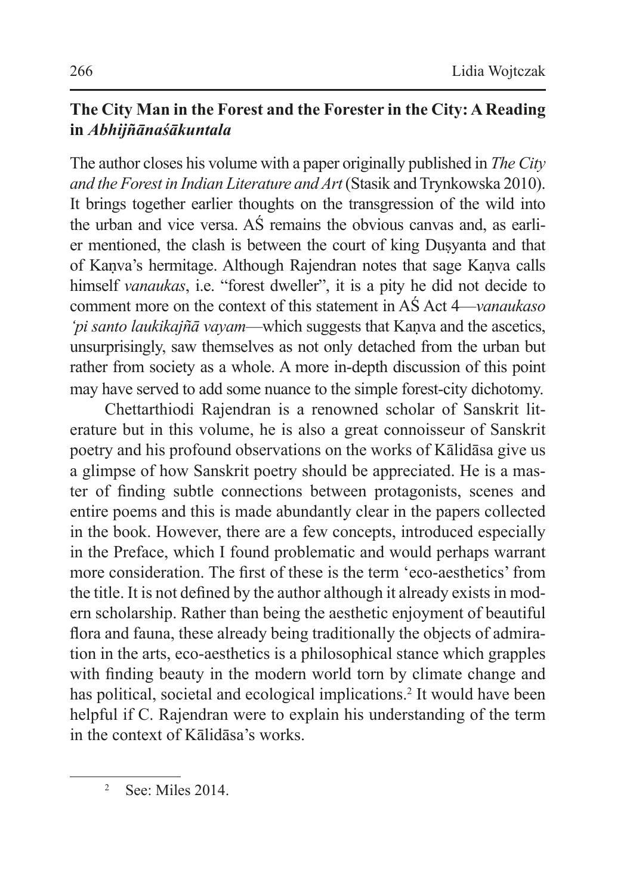## The City Man in the Forest and the Forester in the City: A Reading in *Abhijñānaśākuntala*

The author closes his volume with a paper originally published in *The City and the Forest in Indian Literature and Art* (Stasik and Trynkowska 2010). It brings together earlier thoughts on the transgression of the wild into the urban and vice versa. AŚ remains the obvious canvas and, as earlier mentioned, the clash is between the court of king Duṣyanta and that of Kaṇva's hermitage. Although Rajendran notes that sage Kaṇva calls himself *vanaukas*, i.e. "forest dweller", it is a pity he did not decide to comment more on the context of this statement in AŚ Act 4—*vanaukaso 'pi santo laukikajñā vayam*—which suggests that Kaṇva and the ascetics, unsurprisingly, saw themselves as not only detached from the urban but rather from society as a whole. A more in-depth discussion of this point may have served to add some nuance to the simple forest-city dichotomy.

Chettarthiodi Rajendran is a renowned scholar of Sanskrit literature but in this volume, he is also a great connoisseur of Sanskrit poetry and his profound observations on the works of Kālidāsa give us a glimpse of how Sanskrit poetry should be appreciated. He is a master of finding subtle connections between protagonists, scenes and entire poems and this is made abundantly clear in the papers collected in the book. However, there are a few concepts, introduced especially in the Preface, which I found problematic and would perhaps warrant more consideration. The first of these is the term 'eco-aesthetics' from the title. It is not defined by the author although it already exists in modern scholarship. Rather than being the aesthetic enjoyment of beautiful flora and fauna, these already being traditionally the objects of admiration in the arts, eco-aesthetics is a philosophical stance which grapples with finding beauty in the modern world torn by climate change and has political, societal and ecological implications.[2] It would have been helpful if C. Rajendran were to explain his understanding of the term in the context of Kālidāsa's works.

---

[2] See: Miles 2014.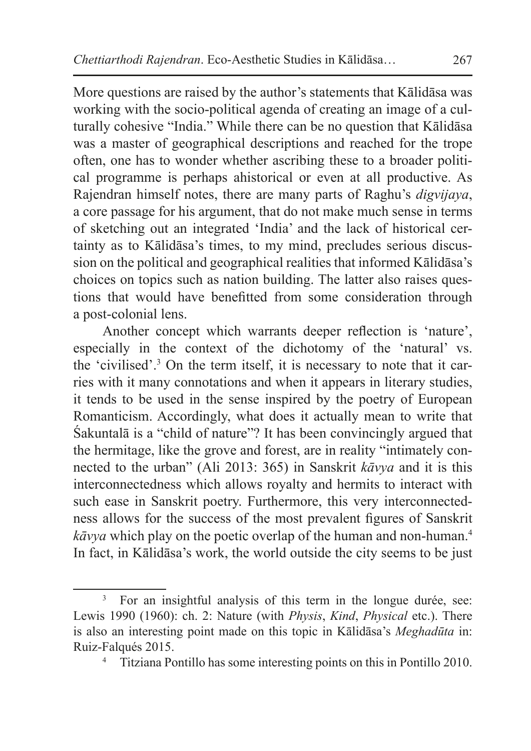More questions are raised by the author's statements that Kālidāsa was working with the socio-political agenda of creating an image of a culturally cohesive "India." While there can be no question that Kālidāsa was a master of geographical descriptions and reached for the trope often, one has to wonder whether ascribing these to a broader political programme is perhaps ahistorical or even at all productive. As Rajendran himself notes, there are many parts of Raghu's *digvijaya*, a core passage for his argument, that do not make much sense in terms of sketching out an integrated 'India' and the lack of historical certainty as to Kālidāsa's times, to my mind, precludes serious discussion on the political and geographical realities that informed Kālidāsa's choices on topics such as nation building. The latter also raises questions that would have benefitted from some consideration through a post-colonial lens.

Another concept which warrants deeper reflection is 'nature', especially in the context of the dichotomy of the 'natural' vs. the 'civilised'.[3] On the term itself, it is necessary to note that it carries with it many connotations and when it appears in literary studies, it tends to be used in the sense inspired by the poetry of European Romanticism. Accordingly, what does it actually mean to write that Śakuntalā is a "child of nature"? It has been convincingly argued that the hermitage, like the grove and forest, are in reality "intimately connected to the urban" (Ali 2013: 365) in Sanskrit *kāvya* and it is this interconnectedness which allows royalty and hermits to interact with such ease in Sanskrit poetry. Furthermore, this very interconnectedness allows for the success of the most prevalent figures of Sanskrit *kāvya* which play on the poetic overlap of the human and non-human.[4] In fact, in Kālidāsa's work, the world outside the city seems to be just

---

[3] For an insightful analysis of this term in the longue durée, see: Lewis 1990 (1960): ch. 2: Nature (with *Physis*, *Kind*, *Physical* etc.). There is also an interesting point made on this topic in Kālidāsa's *Meghadūta* in: Ruiz-Falqués 2015.

[4] Titziana Pontillo has some interesting points on this in Pontillo 2010.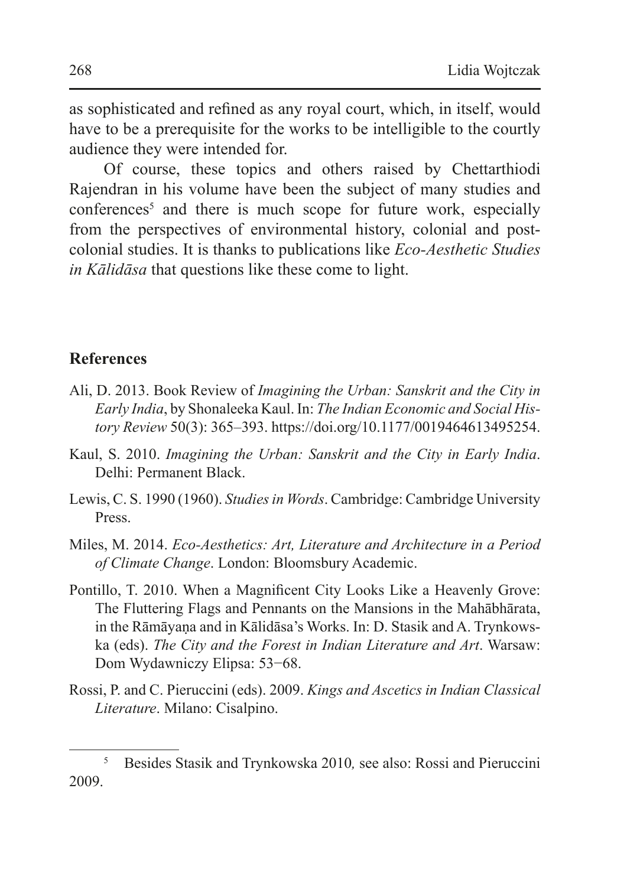as sophisticated and refined as any royal court, which, in itself, would have to be a prerequisite for the works to be intelligible to the courtly audience they were intended for.

Of course, these topics and others raised by Chettarthiodi Rajendran in his volume have been the subject of many studies and conferences[5] and there is much scope for future work, especially from the perspectives of environmental history, colonial and post-colonial studies. It is thanks to publications like *Eco-Aesthetic Studies in Kālidāsa* that questions like these come to light.

## References

Ali, D. 2013. Book Review of *Imagining the Urban: Sanskrit and the City in Early India*, by Shonaleeka Kaul. In: *The Indian Economic and Social History Review* 50(3): 365–393. https://doi.org/10.1177/0019464613495254.

Kaul, S. 2010. *Imagining the Urban: Sanskrit and the City in Early India*. Delhi: Permanent Black.

Lewis, C. S. 1990 (1960). *Studies in Words*. Cambridge: Cambridge University Press.

Miles, M. 2014. *Eco-Aesthetics: Art, Literature and Architecture in a Period of Climate Change*. London: Bloomsbury Academic.

Pontillo, T. 2010. When a Magnificent City Looks Like a Heavenly Grove: The Fluttering Flags and Pennants on the Mansions in the Mahābhārata, in the Rāmāyaṇa and in Kālidāsa's Works. In: D. Stasik and A. Trynkowska (eds). *The City and the Forest in Indian Literature and Art*. Warsaw: Dom Wydawniczy Elipsa: 53−68.

Rossi, P. and C. Pieruccini (eds). 2009. *Kings and Ascetics in Indian Classical Literature*. Milano: Cisalpino.

[5] Besides Stasik and Trynkowska 2010*,* see also: Rossi and Pieruccini 2009.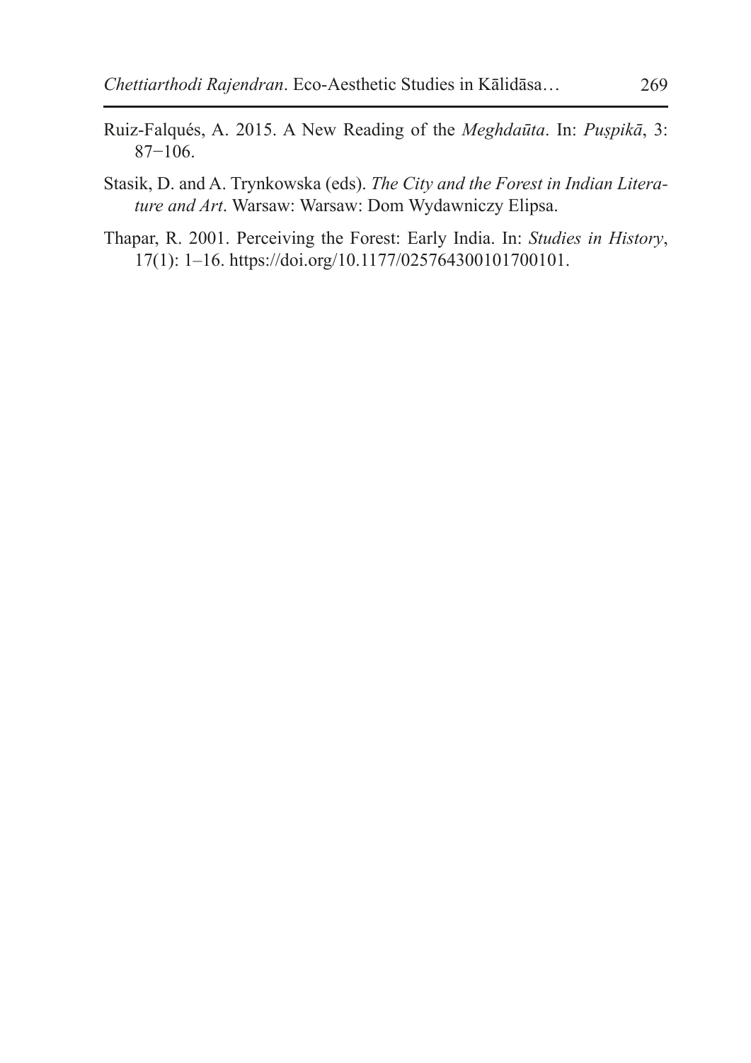Ruiz-Falqués, A. 2015. A New Reading of the *Meghdaūta*. In: *Puṣpikā*, 3: 87−106.

Stasik, D. and A. Trynkowska (eds). *The City and the Forest in Indian Literature and Art*. Warsaw: Warsaw: Dom Wydawniczy Elipsa.

Thapar, R. 2001. Perceiving the Forest: Early India. In: *Studies in History*, 17(1): 1–16. https://doi.org/10.1177/025764300101700101.